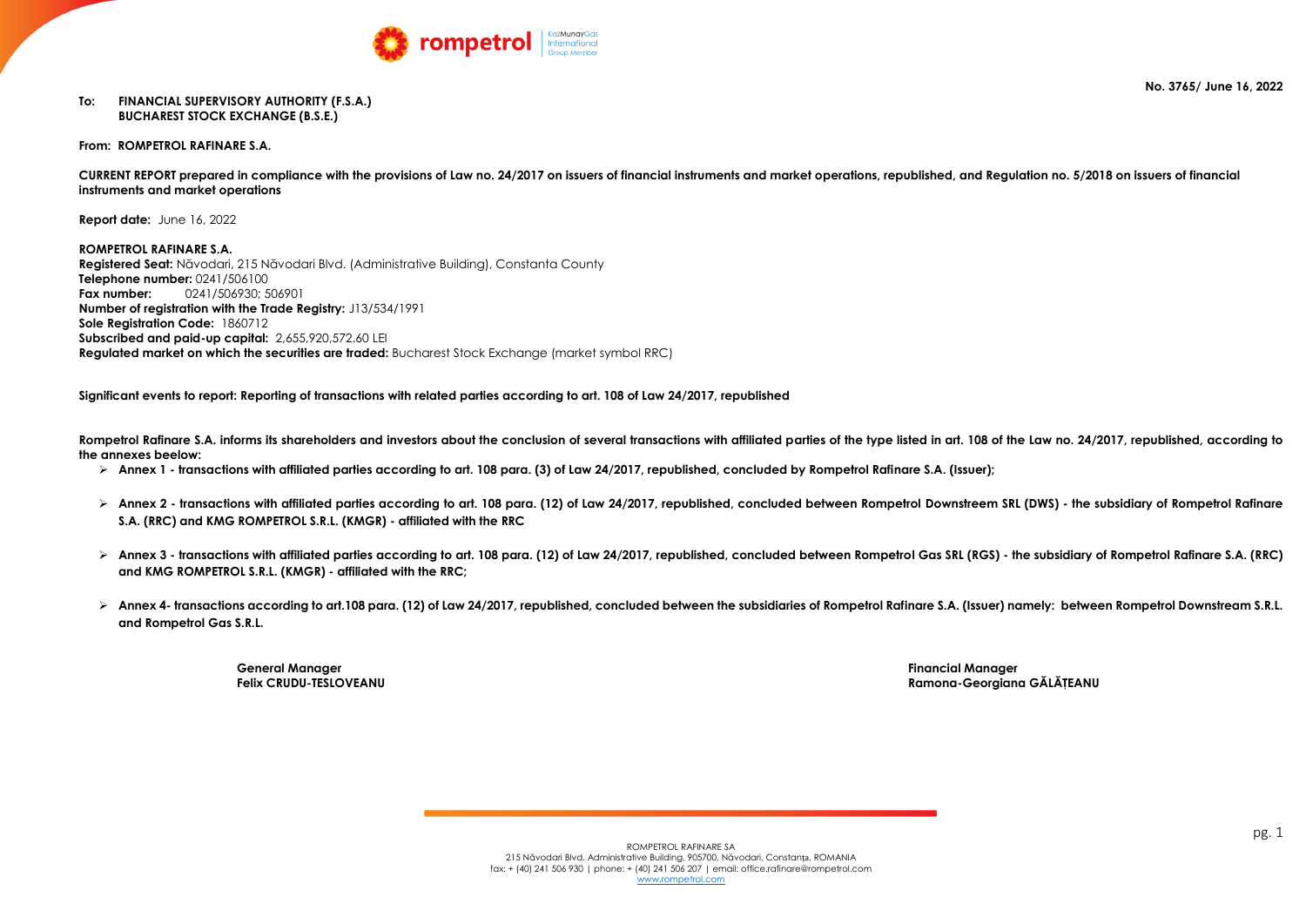No. 3765/ June 16, 2022

**To: FINANCIAL SUPERVISORY AUTHORITY (F.S.A.)**
**BUCHAREST STOCK EXCHANGE (B.S.E.)**

**From: ROMPETROL RAFINARE S.A.**

**CURRENT REPORT prepared in compliance with the provisions of Law no. 24/2017 on issuers of financial instruments and market operations, republished, and Regulation no. 5/2018 on issuers of financial instruments and market operations**

**Report date:** June 16, 2022

**ROMPETROL RAFINARE S.A.**
**Registered Seat:** Năvodari, 215 Năvodari Blvd. (Administrative Building), Constanta County
**Telephone number:** 0241/506100
**Fax number:** 0241/506930; 506901
**Number of registration with the Trade Registry:** J13/534/1991
**Sole Registration Code:** 1860712
**Subscribed and paid-up capital:** 2,655,920,572.60 LEI
**Regulated market on which the securities are traded:** Bucharest Stock Exchange (market symbol RRC)

**Significant events to report: Reporting of transactions with related parties according to art. 108 of Law 24/2017, republished**

**Rompetrol Rafinare S.A. informs its shareholders and investors about the conclusion of several transactions with affiliated parties of the type listed in art. 108 of the Law no. 24/2017, republished, according to the annexes beelow:**

- **Annex 1 - transactions with affiliated parties according to art. 108 para. (3) of Law 24/2017, republished, concluded by Rompetrol Rafinare S.A. (Issuer);**
- **Annex 2 - transactions with affiliated parties according to art. 108 para. (12) of Law 24/2017, republished, concluded between Rompetrol Downstreem SRL (DWS) - the subsidiary of Rompetrol Rafinare S.A. (RRC) and KMG ROMPETROL S.R.L. (KMGR) - affiliated with the RRC**
- **Annex 3 - transactions with affiliated parties according to art. 108 para. (12) of Law 24/2017, republished, concluded between Rompetrol Gas SRL (RGS) - the subsidiary of Rompetrol Rafinare S.A. (RRC) and KMG ROMPETROL S.R.L. (KMGR) - affiliated with the RRC;**
- **Annex 4- transactions according to art.108 para. (12) of Law 24/2017, republished, concluded between the subsidiaries of Rompetrol Rafinare S.A. (Issuer) namely: between Rompetrol Downstream S.R.L. and Rompetrol Gas S.R.L.**

**General Manager**
**Felix CRUDU-TESLOVEANU**

**Financial Manager**
**Ramona-Georgiana GĂLĂȚEANU**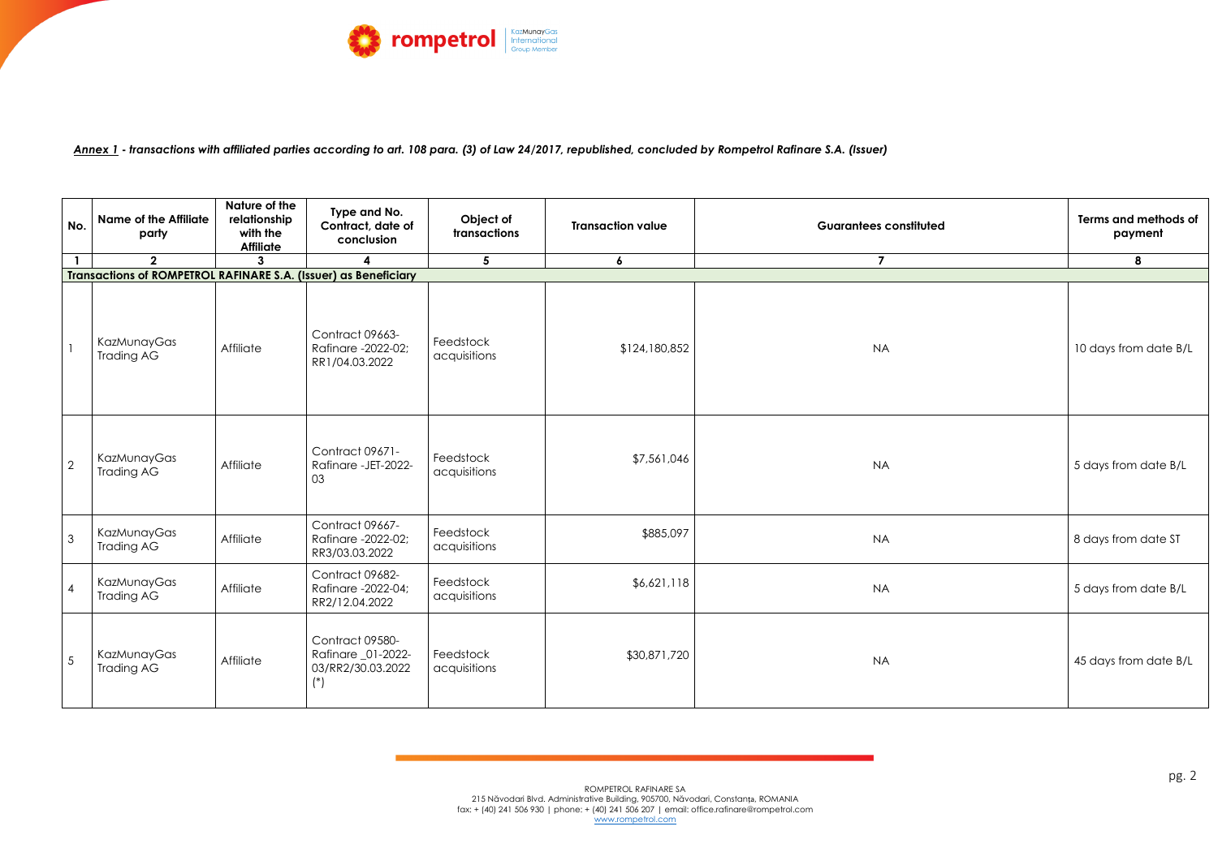***Annex 1** - transactions with affiliated parties according to art. 108 para. (3) of Law 24/2017, republished, concluded by Rompetrol Rafinare S.A. (Issuer)*

| No. | Name of the Affiliate party | Nature of the relationship with the Affiliate | Type and No. Contract, date of conclusion | Object of transactions | Transaction value | Guarantees constituted | Terms and methods of payment |
|---|---|---|---|---|---|---|---|
| 1 | 2 | 3 | 4 | 5 | 6 | 7 | 8 |
| **Transactions of ROMPETROL RAFINARE S.A. (Issuer) as Beneficiary** | | | | | | | |
| 1 | KazMunayGas Trading AG | Affiliate | Contract 09663-Rafinare -2022-02; RR1/04.03.2022 | Feedstock acquisitions | $124,180,852 | NA | 10 days from date B/L |
| 2 | KazMunayGas Trading AG | Affiliate | Contract 09671-Rafinare -JET-2022-03 | Feedstock acquisitions | $7,561,046 | NA | 5 days from date B/L |
| 3 | KazMunayGas Trading AG | Affiliate | Contract 09667-Rafinare -2022-02; RR3/03.03.2022 | Feedstock acquisitions | $885,097 | NA | 8 days from date ST |
| 4 | KazMunayGas Trading AG | Affiliate | Contract 09682-Rafinare -2022-04; RR2/12.04.2022 | Feedstock acquisitions | $6,621,118 | NA | 5 days from date B/L |
| 5 | KazMunayGas Trading AG | Affiliate | Contract 09580-Rafinare _01-2022-03/RR2/30.03.2022 (*) | Feedstock acquisitions | $30,871,720 | NA | 45 days from date B/L |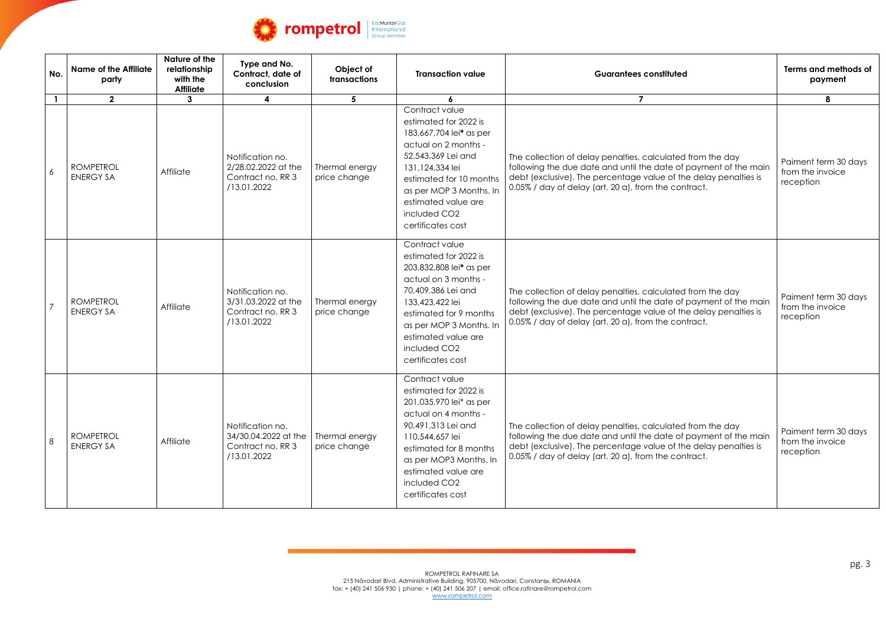| No. | Name of the Affiliate party | Nature of the relationship with the Affiliate | Type and No. Contract, date of conclusion | Object of transactions | Transaction value | Guarantees constituted | Terms and methods of payment |
|---|---|---|---|---|---|---|---|
| 1 | 2 | 3 | 4 | 5 | 6 | 7 | 8 |
| 6 | ROMPETROL ENERGY SA | Affiliate | Notification no. 2/28.02.2022 at the Contract no. RR 3 /13.01.2022 | Thermal energy price change | Contract value estimated for 2022 is 183,667,704 lei* as per actual on 2 months - 52,543,369 Lei and 131,124,334 lei estimated for 10 months as per MOP 3 Months. In estimated value are included $CO_2$ certificates cost | The collection of delay penalties, calculated from the day following the due date and until the date of payment of the main debt (exclusive). The percentage value of the delay penalties is 0.05% / day of delay (art. 20 a), from the contract. | Paiment term 30 days from the invoice reception |
| 7 | ROMPETROL ENERGY SA | Affiliate | Notification no. 3/31.03.2022 at the Contract no. RR 3 /13.01.2022 | Thermal energy price change | Contract value estimated for 2022 is 203,832,808 lei* as per actual on 3 months - 70,409,386 Lei and 133,423,422 lei estimated for 9 months as per MOP 3 Months. In estimated value are included $CO_2$ certificates cost | The collection of delay penalties, calculated from the day following the due date and until the date of payment of the main debt (exclusive). The percentage value of the delay penalties is 0.05% / day of delay (art. 20 a), from the contract. | Paiment term 30 days from the invoice reception |
| 8 | ROMPETROL ENERGY SA | Affiliate | Notification no. 34/30.04.2022 at the Contract no. RR 3 /13.01.2022 | Thermal energy price change | Contract value estimated for 2022 is 201,035,970 lei* as per actual on 4 months - 90,491,313 Lei and 110,544,657 lei estimated for 8 months as per MOP3 Months. In estimated value are included $CO_2$ certificates cost | The collection of delay penalties, calculated from the day following the due date and until the date of payment of the main debt (exclusive). The percentage value of the delay penalties is 0.05% / day of delay (art. 20 a), from the contract. | Paiment term 30 days from the invoice reception |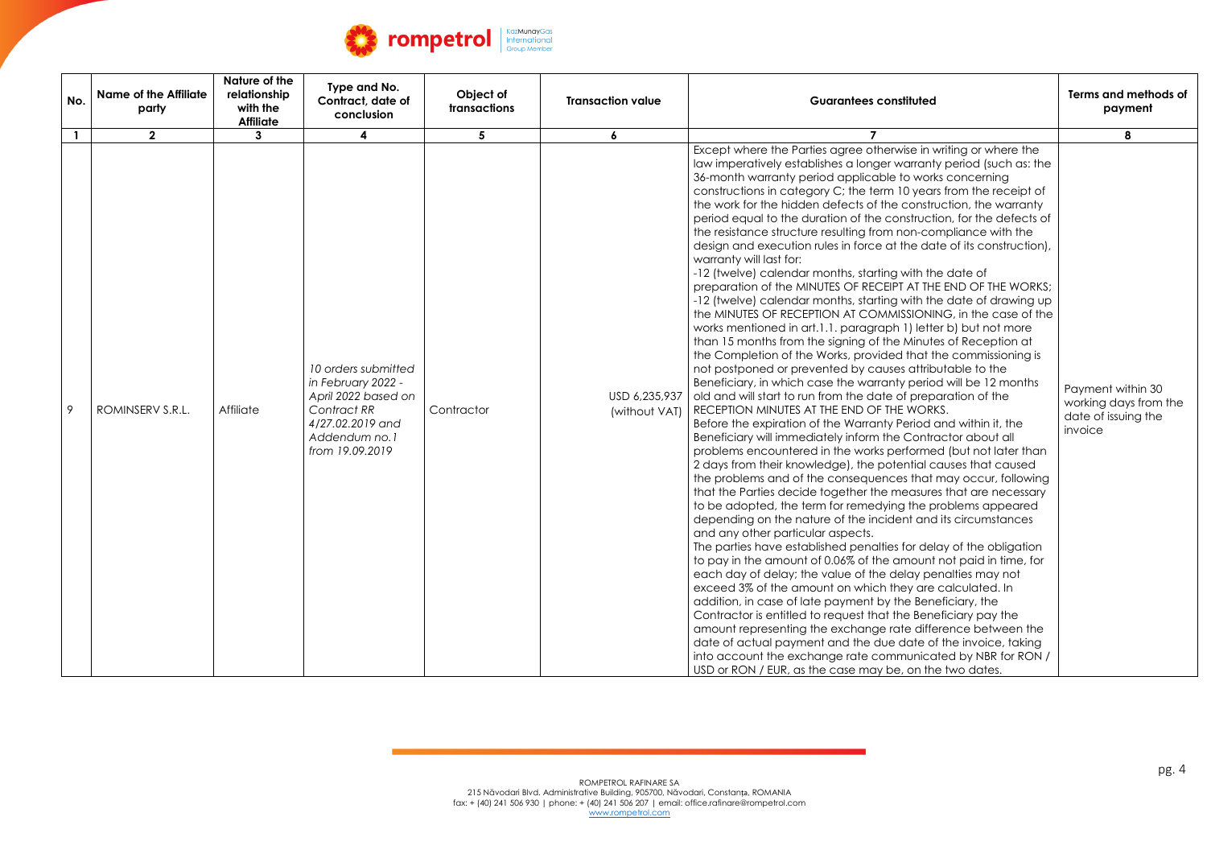| No. | Name of the Affiliate party | Nature of the relationship with the Affiliate | Type and No. Contract, date of conclusion | Object of transactions | Transaction value | Guarantees constituted | Terms and methods of payment |
|---|---|---|---|---|---|---|---|
| 1 | 2 | 3 | 4 | 5 | 6 | 7 | 8 |
| 9 | ROMINSERV S.R.L. | Affiliate | *10 orders submitted in February 2022 - April 2022 based on Contract RR 4/27.02.2019 and Addendum no.1 from 19.09.2019* | Contractor | USD 6,235,937 (without VAT) | Except where the Parties agree otherwise in writing or where the law imperatively establishes a longer warranty period (such as: the 36-month warranty period applicable to works concerning constructions in category C; the term 10 years from the receipt of the work for the hidden defects of the construction, the warranty period equal to the duration of the construction, for the defects of the resistance structure resulting from non-compliance with the design and execution rules in force at the date of its construction), warranty will last for:<br>-12 (twelve) calendar months, starting with the date of preparation of the MINUTES OF RECEIPT AT THE END OF THE WORKS;<br>-12 (twelve) calendar months, starting with the date of drawing up the MINUTES OF RECEPTION AT COMMISSIONING, in the case of the works mentioned in art.1.1. paragraph 1) letter b) but not more than 15 months from the signing of the Minutes of Reception at the Completion of the Works, provided that the commissioning is not postponed or prevented by causes attributable to the Beneficiary, in which case the warranty period will be 12 months old and will start to run from the date of preparation of the RECEPTION MINUTES AT THE END OF THE WORKS.<br>Before the expiration of the Warranty Period and within it, the Beneficiary will immediately inform the Contractor about all problems encountered in the works performed (but not later than 2 days from their knowledge), the potential causes that caused the problems and of the consequences that may occur, following that the Parties decide together the measures that are necessary to be adopted, the term for remedying the problems appeared depending on the nature of the incident and its circumstances and any other particular aspects.<br>The parties have established penalties for delay of the obligation to pay in the amount of 0.06% of the amount not paid in time, for each day of delay; the value of the delay penalties may not exceed 3% of the amount on which they are calculated. In addition, in case of late payment by the Beneficiary, the Contractor is entitled to request that the Beneficiary pay the amount representing the exchange rate difference between the date of actual payment and the due date of the invoice, taking into account the exchange rate communicated by NBR for RON / USD or RON / EUR, as the case may be, on the two dates. | Payment within 30 working days from the date of issuing the invoice |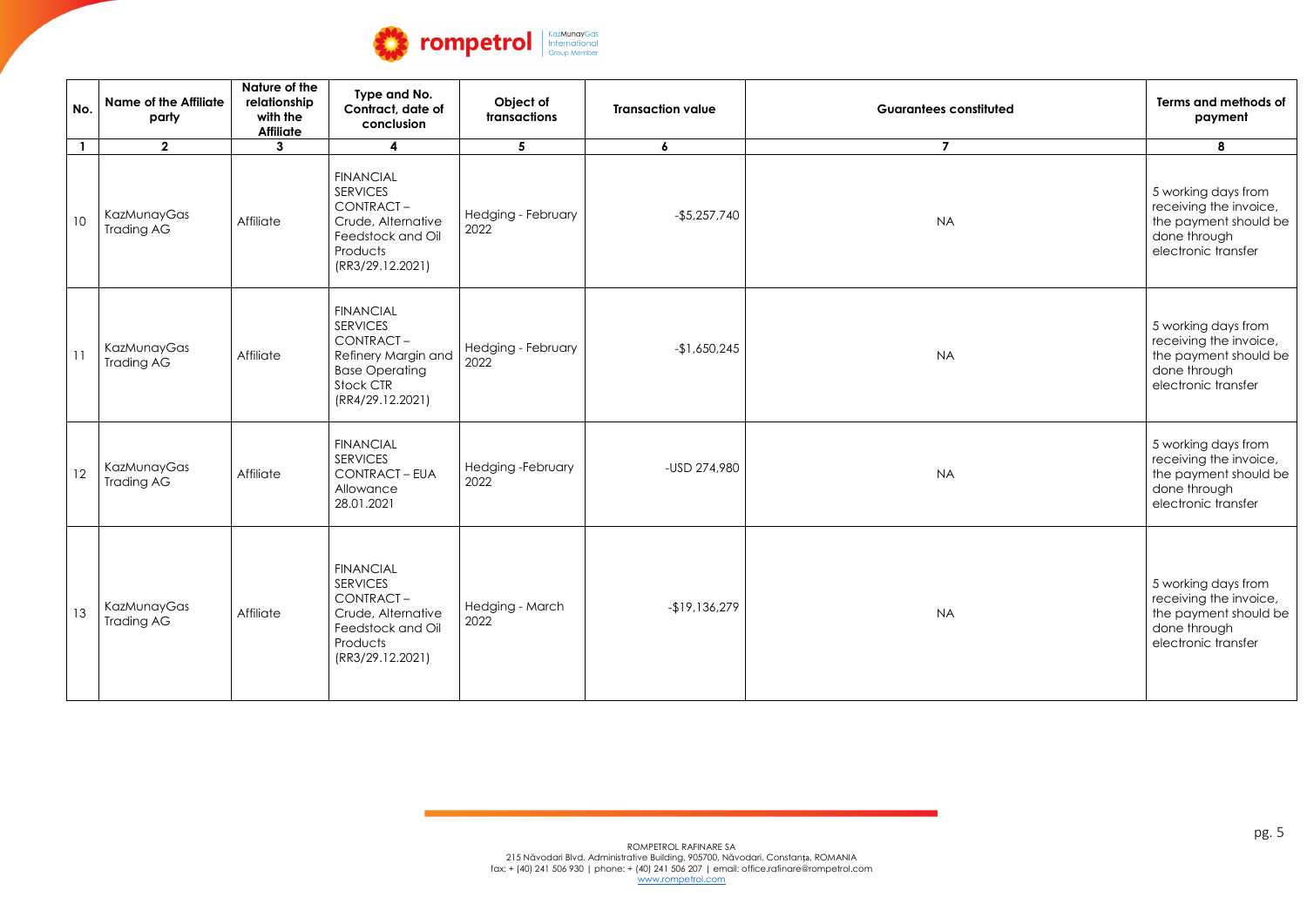| No. | Name of the Affiliate party | Nature of the relationship with the Affiliate | Type and No. Contract, date of conclusion | Object of transactions | Transaction value | Guarantees constituted | Terms and methods of payment |
|---|---|---|---|---|---|---|---|
| 1 | 2 | 3 | 4 | 5 | 6 | 7 | 8 |
| 10 | KazMunayGas Trading AG | Affiliate | FINANCIAL SERVICES CONTRACT – Crude, Alternative Feedstock and Oil Products (RR3/29.12.2021) | Hedging - February 2022 | -$5,257,740 | NA | 5 working days from receiving the invoice, the payment should be done through electronic transfer |
| 11 | KazMunayGas Trading AG | Affiliate | FINANCIAL SERVICES CONTRACT – Refinery Margin and Base Operating Stock CTR (RR4/29.12.2021) | Hedging - February 2022 | -$1,650,245 | NA | 5 working days from receiving the invoice, the payment should be done through electronic transfer |
| 12 | KazMunayGas Trading AG | Affiliate | FINANCIAL SERVICES CONTRACT – EUA Allowance 28.01.2021 | Hedging -February 2022 | -USD 274,980 | NA | 5 working days from receiving the invoice, the payment should be done through electronic transfer |
| 13 | KazMunayGas Trading AG | Affiliate | FINANCIAL SERVICES CONTRACT – Crude, Alternative Feedstock and Oil Products (RR3/29.12.2021) | Hedging - March 2022 | -$19,136,279 | NA | 5 working days from receiving the invoice, the payment should be done through electronic transfer |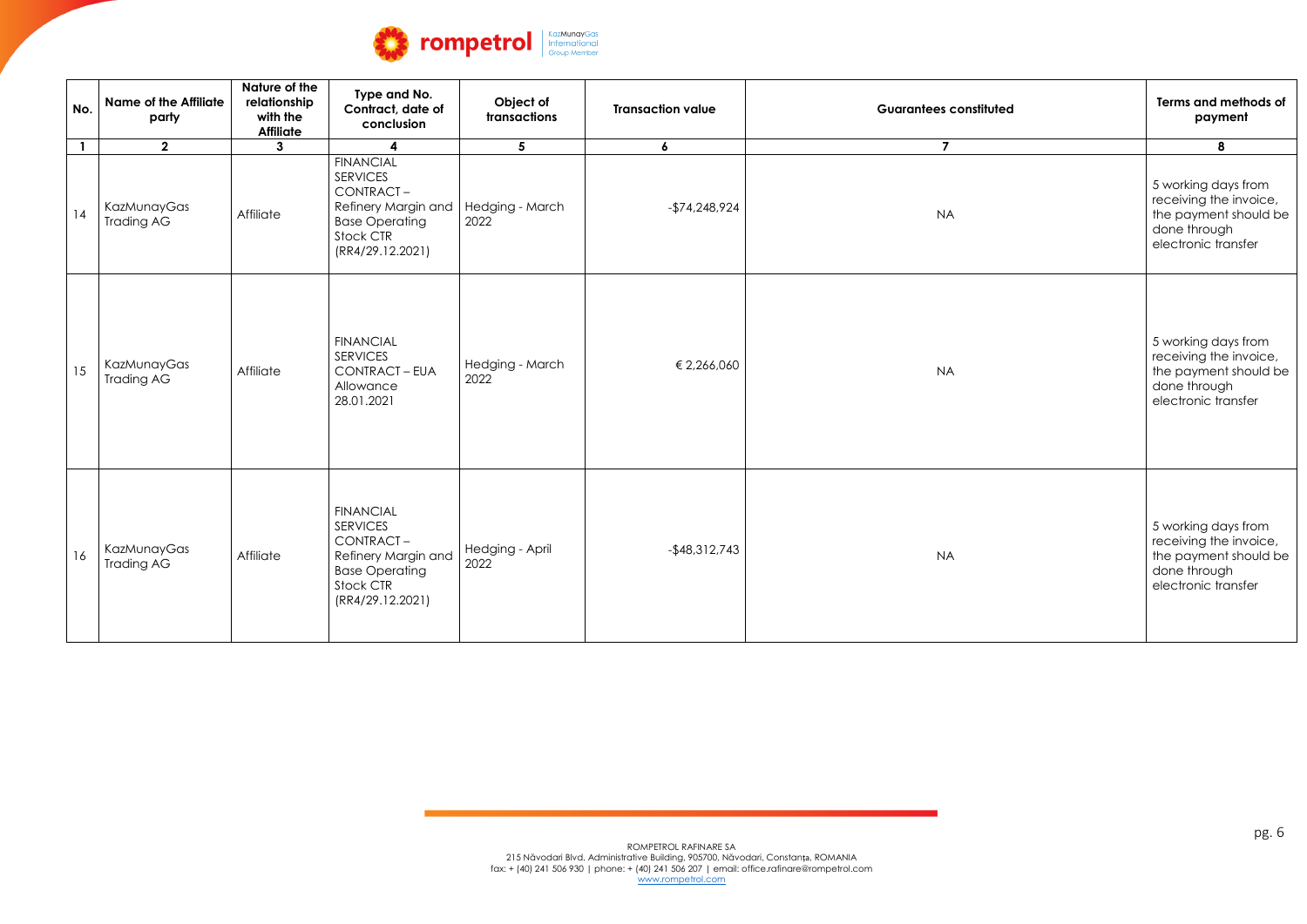| No. | Name of the Affiliate party | Nature of the relationship with the Affiliate | Type and No. Contract, date of conclusion | Object of transactions | Transaction value | Guarantees constituted | Terms and methods of payment |
|---|---|---|---|---|---|---|---|
| 1 | 2 | 3 | 4 | 5 | 6 | 7 | 8 |
| 14 | KazMunayGas Trading AG | Affiliate | FINANCIAL SERVICES CONTRACT – Refinery Margin and Base Operating Stock CTR (RR4/29.12.2021) | Hedging - March 2022 | -$74,248,924 | NA | 5 working days from receiving the invoice, the payment should be done through electronic transfer |
| 15 | KazMunayGas Trading AG | Affiliate | FINANCIAL SERVICES CONTRACT – EUA Allowance 28.01.2021 | Hedging - March 2022 | € 2,266,060 | NA | 5 working days from receiving the invoice, the payment should be done through electronic transfer |
| 16 | KazMunayGas Trading AG | Affiliate | FINANCIAL SERVICES CONTRACT – Refinery Margin and Base Operating Stock CTR (RR4/29.12.2021) | Hedging - April 2022 | -$48,312,743 | NA | 5 working days from receiving the invoice, the payment should be done through electronic transfer |

ROMPETROL RAFINARE SA
215 Năvodari Blvd. Administrative Building, 905700, Năvodari, Constanța, ROMANIA
fax: + (40) 241 506 930 | phone: + (40) 241 506 207 | email: office.rafinare@rompetrol.com
www.rompetrol.com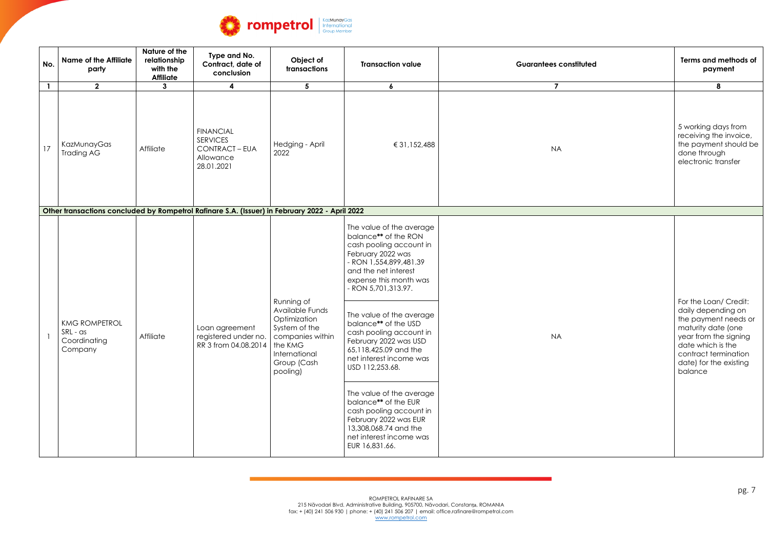| No. | Name of the Affiliate party | Nature of the relationship with the Affiliate | Type and No. Contract, date of conclusion | Object of transactions | Transaction value | Guarantees constituted | Terms and methods of payment |
|---|---|---|---|---|---|---|---|
| 1 | 2 | 3 | 4 | 5 | 6 | 7 | 8 |
| 17 | KazMunayGas Trading AG | Affiliate | FINANCIAL SERVICES CONTRACT – EUA Allowance 28.01.2021 | Hedging - April 2022 | € 31,152,488 | NA | 5 working days from receiving the invoice, the payment should be done through electronic transfer |
| **Other transactions concluded by Rompetrol Rafinare S.A. (Issuer) in February 2022 - April 2022** | | | | | | | |
| 1 | KMG ROMPETROL SRL - as Coordinating Company | Affiliate | Loan agreement registered under no. RR 3 from 04.08.2014 | Running of Available Funds Optimization System of the companies within the KMG International Group (Cash pooling) | The value of the average balance** of the RON cash pooling account in February 2022 was - RON 1,554,899,481.39 and the net interest expense this month was - RON 5,701,313.97.<br><br>The value of the average balance** of the USD cash pooling account in February 2022 was USD 65,118,425.09 and the net interest income was USD 112,253.68.<br><br>The value of the average balance** of the EUR cash pooling account in February 2022 was EUR 13,308,068.74 and the net interest income was EUR 16,831.66. | NA | For the Loan/ Credit: daily depending on the payment needs or maturity date (one year from the signing date which is the contract termination date) for the existing balance |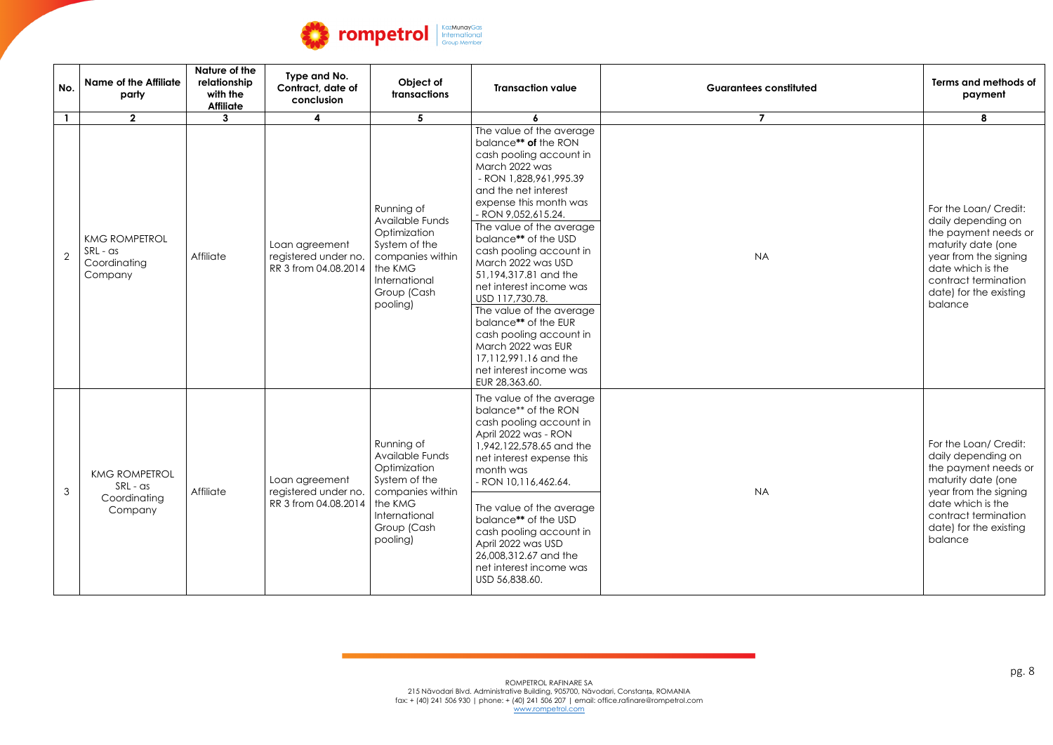| No. | Name of the Affiliate party | Nature of the relationship with the Affiliate | Type and No. Contract, date of conclusion | Object of transactions | Transaction value | Guarantees constituted | Terms and methods of payment |
|---|---|---|---|---|---|---|---|
| 1 | 2 | 3 | 4 | 5 | 6 | 7 | 8 |
| 2 | KMG ROMPETROL SRL - as Coordinating Company | Affiliate | Loan agreement registered under no. RR 3 from 04.08.2014 | Running of Available Funds Optimization System of the companies within the KMG International Group (Cash pooling) | The value of the average balance** **of** the RON cash pooling account in March 2022 was - RON 1,828,961,995.39 and the net interest expense this month was - RON 9,052,615.24.<br>The value of the average balance** of the USD cash pooling account in March 2022 was USD 51,194,317.81 and the net interest income was USD 117,730.78.<br>The value of the average balance** of the EUR cash pooling account in March 2022 was EUR 17,112,991.16 and the net interest income was EUR 28,363.60. | NA | For the Loan/ Credit: daily depending on the payment needs or maturity date (one year from the signing date which is the contract termination date) for the existing balance |
| 3 | KMG ROMPETROL SRL - as Coordinating Company | Affiliate | Loan agreement registered under no. RR 3 from 04.08.2014 | Running of Available Funds Optimization System of the companies within the KMG International Group (Cash pooling) | The value of the average balance** of the RON cash pooling account in April 2022 was - RON 1,942,122,578.65 and the net interest expense this month was - RON 10,116,462.64.<br>The value of the average balance** of the USD cash pooling account in April 2022 was USD 26,008,312.67 and the net interest income was USD 56,838.60. | NA | For the Loan/ Credit: daily depending on the payment needs or maturity date (one year from the signing date which is the contract termination date) for the existing balance |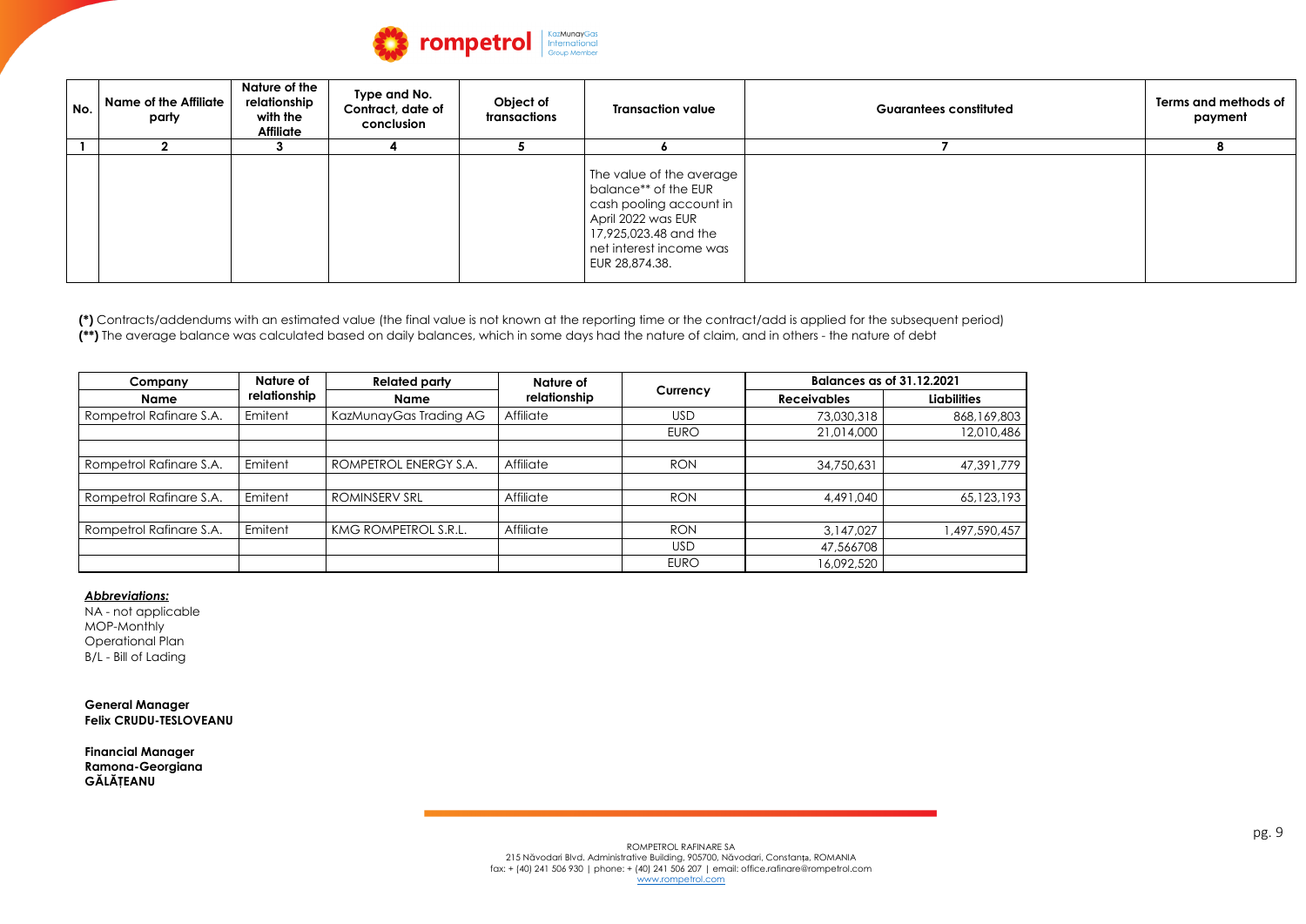| No. | Name of the Affiliate party | Nature of the relationship with the Affiliate | Type and No. Contract, date of conclusion | Object of transactions | Transaction value | Guarantees constituted | Terms and methods of payment |
|---|---|---|---|---|---|---|---|
| 1 | 2 | 3 | 4 | 5 | 6 | 7 | 8 |
| | | | | | The value of the average balance** of the EUR cash pooling account in April 2022 was EUR 17,925,023.48 and the net interest income was EUR 28,874.38. | | |

**(*)** Contracts/addendums with an estimated value (the final value is not known at the reporting time or the contract/add is applied for the subsequent period)
**(**)** The average balance was calculated based on daily balances, which in some days had the nature of claim, and in others - the nature of debt

| Company | Nature of relationship | Related party | Nature of relationship | Currency | Balances as of 31.12.2021 | |
|---|---|---|---|---|---|---|
| Name | | Name | | | Receivables | Liabilities |
| Rompetrol Rafinare S.A. | Emitent | KazMunayGas Trading AG | Affiliate | USD | 73,030,318 | 868,169,803 |
| | | | | EURO | 21,014,000 | 12,010,486 |
| | | | | | | |
| Rompetrol Rafinare S.A. | Emitent | ROMPETROL ENERGY S.A. | Affiliate | RON | 34,750,631 | 47,391,779 |
| | | | | | | |
| Rompetrol Rafinare S.A. | Emitent | ROMINSERV SRL | Affiliate | RON | 4,491,040 | 65,123,193 |
| | | | | | | |
| Rompetrol Rafinare S.A. | Emitent | KMG ROMPETROL S.R.L. | Affiliate | RON | 3,147,027 | 1,497,590,457 |
| | | | | USD | 47,566708 | |
| | | | | EURO | 16,092,520 | |

***Abbreviations:***
NA - not applicable
MOP-Monthly
Operational Plan
B/L - Bill of Lading

**General Manager**
**Felix CRUDU-TESLOVEANU**

**Financial Manager**
**Ramona-Georgiana GĂLĂȚEANU**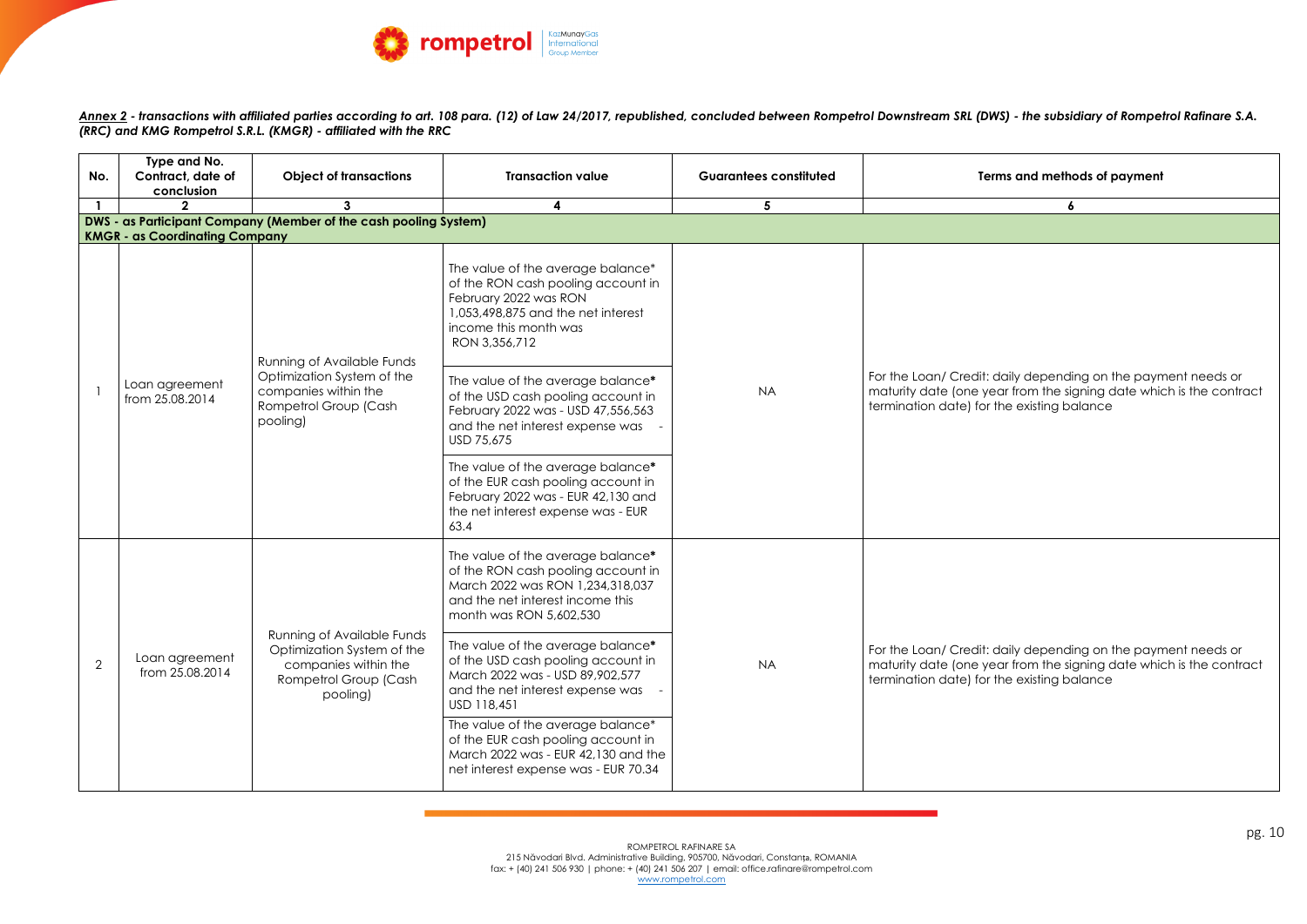*__Annex 2__* ***- transactions with affiliated parties according to art. 108 para. (12) of Law 24/2017, republished, concluded between Rompetrol Downstream SRL (DWS) - the subsidiary of Rompetrol Rafinare S.A. (RRC) and KMG Rompetrol S.R.L. (KMGR) - affiliated with the RRC***

| No. | Type and No. Contract, date of conclusion | Object of transactions | Transaction value | Guarantees constituted | Terms and methods of payment |
|---|---|---|---|---|---|
| 1 | 2 | 3 | 4 | 5 | 6 |
| **DWS - as Participant Company (Member of the cash pooling System) KMGR - as Coordinating Company** | | | | | |
| 1 | Loan agreement from 25.08.2014 | Running of Available Funds Optimization System of the companies within the Rompetrol Group (Cash pooling) | The value of the average balance* of the RON cash pooling account in February 2022 was RON 1,053,498,875 and the net interest income this month was RON 3,356,712 | NA | For the Loan/ Credit: daily depending on the payment needs or maturity date (one year from the signing date which is the contract termination date) for the existing balance |
| | | | The value of the average balance* of the USD cash pooling account in February 2022 was - USD 47,556,563 and the net interest expense was - USD 75,675 | | |
| | | | The value of the average balance* of the EUR cash pooling account in February 2022 was - EUR 42,130 and the net interest expense was - EUR 63.4 | | |
| 2 | Loan agreement from 25.08.2014 | Running of Available Funds Optimization System of the companies within the Rompetrol Group (Cash pooling) | The value of the average balance* of the RON cash pooling account in March 2022 was RON 1,234,318,037 and the net interest income this month was RON 5,602,530 | NA | For the Loan/ Credit: daily depending on the payment needs or maturity date (one year from the signing date which is the contract termination date) for the existing balance |
| | | | The value of the average balance* of the USD cash pooling account in March 2022 was - USD 89,902,577 and the net interest expense was - USD 118,451 | | |
| | | | The value of the average balance* of the EUR cash pooling account in March 2022 was - EUR 42,130 and the net interest expense was - EUR 70.34 | | |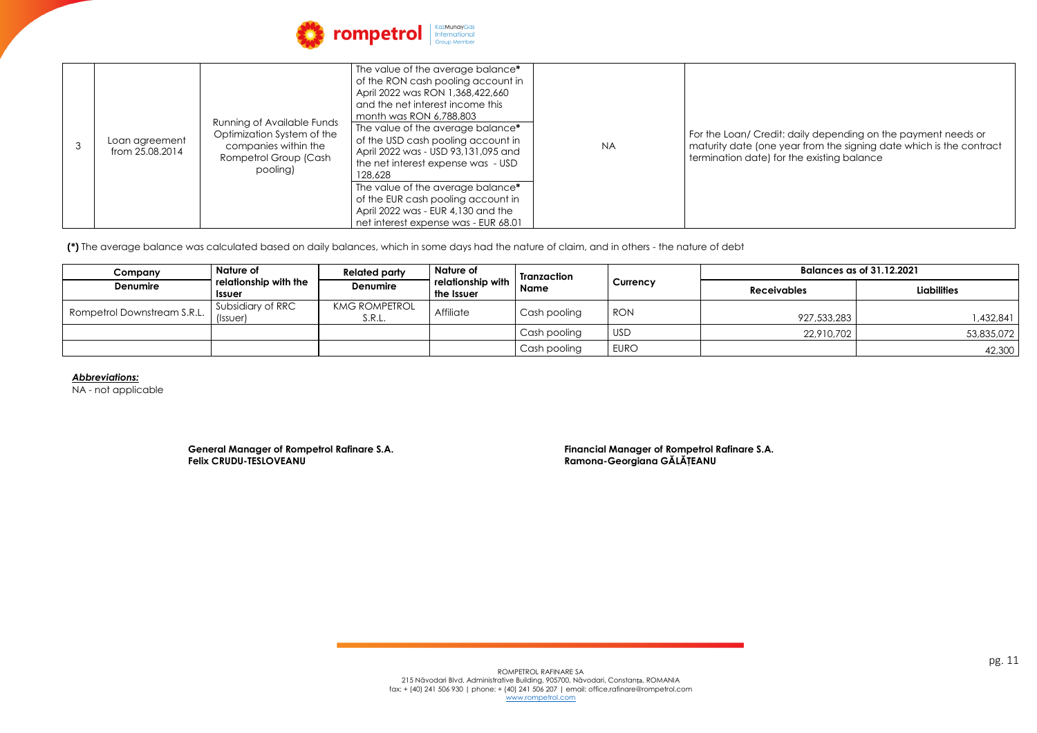| 3 | Loan agreement from 25.08.2014 | Running of Available Funds Optimization System of the companies within the Rompetrol Group (Cash pooling) | The value of the average balance* of the RON cash pooling account in April 2022 was RON 1,368,422,660 and the net interest income this month was RON 6,788,803<br>The value of the average balance* of the USD cash pooling account in April 2022 was - USD 93,131,095 and the net interest expense was - USD 128,628<br>The value of the average balance* of the EUR cash pooling account in April 2022 was - EUR 4,130 and the net interest expense was - EUR 68.01 | NA | For the Loan/ Credit: daily depending on the payment needs or maturity date (one year from the signing date which is the contract termination date) for the existing balance |
|---|---|---|---|---|---|

**(*)** The average balance was calculated based on daily balances, which in some days had the nature of claim, and in others - the nature of debt

| Company | Nature of relationship with the Issuer | Related party | Nature of relationship with the Issuer | Tranzaction Name | Currency | Balances as of 31.12.2021 | |
|---|---|---|---|---|---|---|---|
| Denumire | | Denumire | | | | Receivables | Liabilities |
| Rompetrol Downstream S.R.L. | Subsidiary of RRC (Issuer) | KMG ROMPETROL S.R.L. | Affiliate | Cash pooling | RON | 927,533,283 | 1,432,841 |
| | | | | Cash pooling | USD | 22,910,702 | 53,835,072 |
| | | | | Cash pooling | EURO | | 42,300 |

***Abbreviations:***

NA - not applicable

**General Manager of Rompetrol Rafinare S.A.**
**Felix CRUDU-TESLOVEANU**

**Financial Manager of Rompetrol Rafinare S.A.**
**Ramona-Georgiana GĂLĂȚEANU**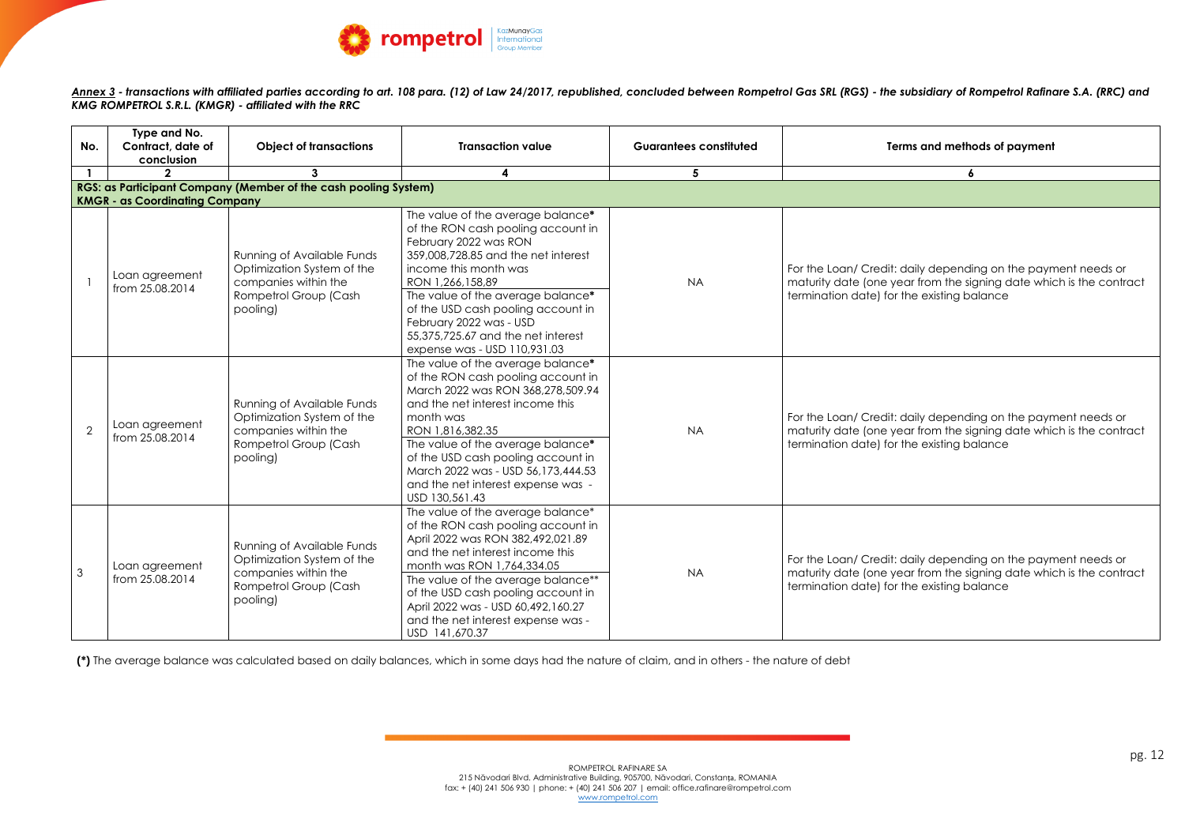***Annex 3** - transactions with affiliated parties according to art. 108 para. (12) of Law 24/2017, republished, concluded between Rompetrol Gas SRL (RGS) - the subsidiary of Rompetrol Rafinare S.A. (RRC) and KMG ROMPETROL S.R.L. (KMGR) - affiliated with the RRC*

| No. | Type and No. Contract, date of conclusion | Object of transactions | Transaction value | Guarantees constituted | Terms and methods of payment |
|---|---|---|---|---|---|
| 1 | 2 | 3 | 4 | 5 | 6 |
| **RGS: as Participant Company (Member of the cash pooling System) KMGR - as Coordinating Company** | | | | | |
| 1 | Loan agreement from 25.08.2014 | Running of Available Funds Optimization System of the companies within the Rompetrol Group (Cash pooling) | The value of the average balance* of the RON cash pooling account in February 2022 was RON 359,008,728.85 and the net interest income this month was RON 1,266,158,89<br>The value of the average balance* of the USD cash pooling account in February 2022 was - USD 55,375,725.67 and the net interest expense was - USD 110,931.03 | NA | For the Loan/ Credit: daily depending on the payment needs or maturity date (one year from the signing date which is the contract termination date) for the existing balance |
| 2 | Loan agreement from 25.08.2014 | Running of Available Funds Optimization System of the companies within the Rompetrol Group (Cash pooling) | The value of the average balance* of the RON cash pooling account in March 2022 was RON 368,278,509.94 and the net interest income this month was RON 1,816,382.35<br>The value of the average balance* of the USD cash pooling account in March 2022 was - USD 56,173,444.53 and the net interest expense was - USD 130,561.43 | NA | For the Loan/ Credit: daily depending on the payment needs or maturity date (one year from the signing date which is the contract termination date) for the existing balance |
| 3 | Loan agreement from 25.08.2014 | Running of Available Funds Optimization System of the companies within the Rompetrol Group (Cash pooling) | The value of the average balance* of the RON cash pooling account in April 2022 was RON 382,492,021.89 and the net interest income this month was RON 1,764,334.05<br>The value of the average balance** of the USD cash pooling account in April 2022 was - USD 60,492,160.27 and the net interest expense was - USD 141,670.37 | NA | For the Loan/ Credit: daily depending on the payment needs or maturity date (one year from the signing date which is the contract termination date) for the existing balance |

**(*)** The average balance was calculated based on daily balances, which in some days had the nature of claim, and in others - the nature of debt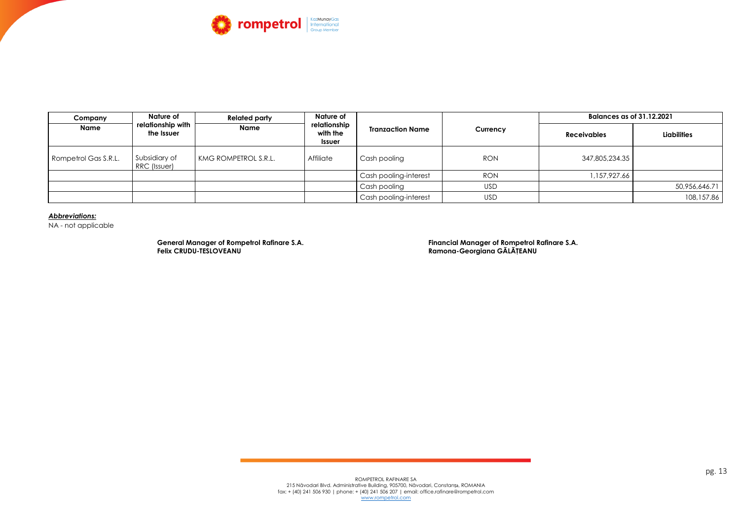| Company Name | Nature of relationship with the Issuer | Related party Name | Nature of relationship with the Issuer | Tranzaction Name | Currency | Balances as of 31.12.2021 | |
|---|---|---|---|---|---|---|---|
| | | | | | | Receivables | Liabilities |
| Rompetrol Gas S.R.L. | Subsidiary of RRC (Issuer) | KMG ROMPETROL S.R.L. | Affiliate | Cash pooling | RON | 347,805,234.35 | |
| | | | | Cash pooling-interest | RON | 1,157,927.66 | |
| | | | | Cash pooling | USD | | 50,956,646.71 |
| | | | | Cash pooling-interest | USD | | 108,157.86 |

***Abbreviations:***

NA - not applicable

**General Manager of Rompetrol Rafinare S.A.**
**Felix CRUDU-TESLOVEANU**

**Financial Manager of Rompetrol Rafinare S.A.**
**Ramona-Georgiana GĂLĂȚEANU**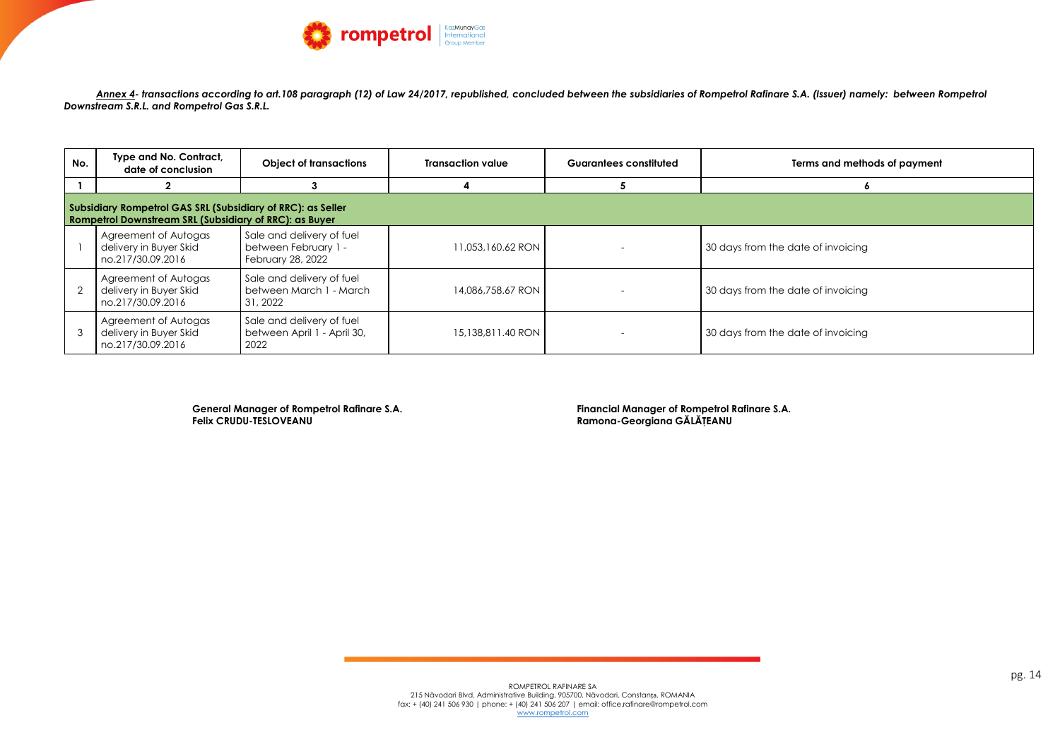***Annex 4*- transactions according to art.108 paragraph (12) of Law 24/2017, republished, concluded between the subsidiaries of Rompetrol Rafinare S.A. (Issuer) namely: between Rompetrol Downstream S.R.L. and Rompetrol Gas S.R.L.**

| No. | Type and No. Contract, date of conclusion | Object of transactions | Transaction value | Guarantees constituted | Terms and methods of payment |
|---|---|---|---|---|---|
| 1 | 2 | 3 | 4 | 5 | 6 |
| **Subsidiary Rompetrol GAS SRL (Subsidiary of RRC): as Seller Rompetrol Downstream SRL (Subsidiary of RRC): as Buyer** | | | | | |
| 1 | Agreement of Autogas delivery in Buyer Skid no.217/30.09.2016 | Sale and delivery of fuel between February 1 - February 28, 2022 | 11,053,160.62 RON | - | 30 days from the date of invoicing |
| 2 | Agreement of Autogas delivery in Buyer Skid no.217/30.09.2016 | Sale and delivery of fuel between March 1 - March 31, 2022 | 14,086,758.67 RON | - | 30 days from the date of invoicing |
| 3 | Agreement of Autogas delivery in Buyer Skid no.217/30.09.2016 | Sale and delivery of fuel between April 1 - April 30, 2022 | 15,138,811.40 RON | - | 30 days from the date of invoicing |

**General Manager of Rompetrol Rafinare S.A.**
**Felix CRUDU-TESLOVEANU**

**Financial Manager of Rompetrol Rafinare S.A.**
**Ramona-Georgiana GĂLĂȚEANU**